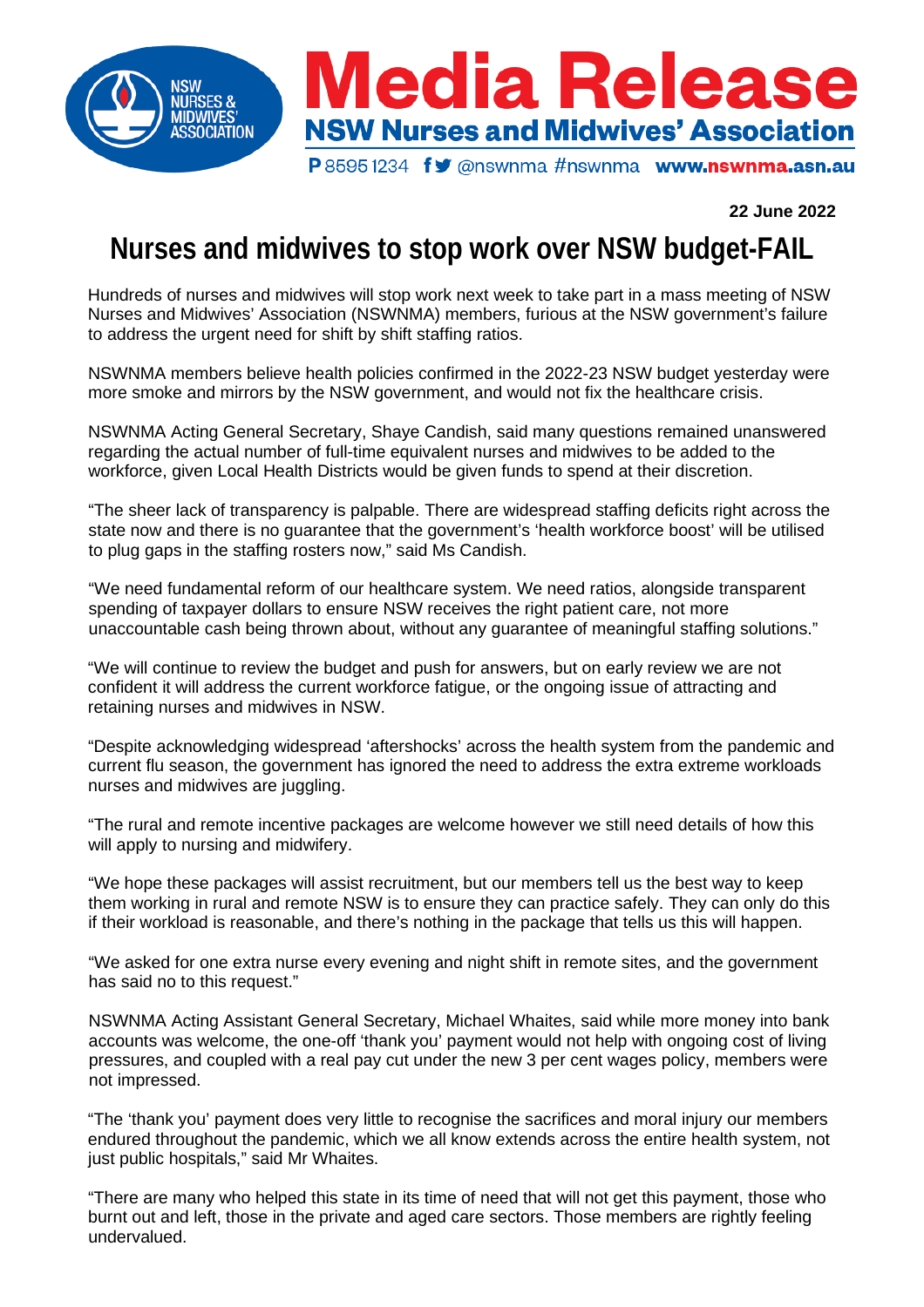NSW NURSES & MIDWIVES' ASSOCIATION

# Media Release

**NSW Nurses and Midwives' Association**

P 8595 1234 @nswnma #nswnma **www.nswnma.asn.au**

**22 June 2022**

# Nurses and midwives to stop work over NSW budget-FAIL

Hundreds of nurses and midwives will stop work next week to take part in a mass meeting of NSW Nurses and Midwives' Association (NSWNMA) members, furious at the NSW government's failure to address the urgent need for shift by shift staffing ratios.

NSWNMA members believe health policies confirmed in the 2022-23 NSW budget yesterday were more smoke and mirrors by the NSW government, and would not fix the healthcare crisis.

NSWNMA Acting General Secretary, Shaye Candish, said many questions remained unanswered regarding the actual number of full-time equivalent nurses and midwives to be added to the workforce, given Local Health Districts would be given funds to spend at their discretion.

"The sheer lack of transparency is palpable. There are widespread staffing deficits right across the state now and there is no guarantee that the government's 'health workforce boost' will be utilised to plug gaps in the staffing rosters now," said Ms Candish.

"We need fundamental reform of our healthcare system. We need ratios, alongside transparent spending of taxpayer dollars to ensure NSW receives the right patient care, not more unaccountable cash being thrown about, without any guarantee of meaningful staffing solutions."

"We will continue to review the budget and push for answers, but on early review we are not confident it will address the current workforce fatigue, or the ongoing issue of attracting and retaining nurses and midwives in NSW.

"Despite acknowledging widespread 'aftershocks' across the health system from the pandemic and current flu season, the government has ignored the need to address the extra extreme workloads nurses and midwives are juggling.

"The rural and remote incentive packages are welcome however we still need details of how this will apply to nursing and midwifery.

"We hope these packages will assist recruitment, but our members tell us the best way to keep them working in rural and remote NSW is to ensure they can practice safely. They can only do this if their workload is reasonable, and there's nothing in the package that tells us this will happen.

"We asked for one extra nurse every evening and night shift in remote sites, and the government has said no to this request."

NSWNMA Acting Assistant General Secretary, Michael Whaites, said while more money into bank accounts was welcome, the one-off 'thank you' payment would not help with ongoing cost of living pressures, and coupled with a real pay cut under the new 3 per cent wages policy, members were not impressed.

"The 'thank you' payment does very little to recognise the sacrifices and moral injury our members endured throughout the pandemic, which we all know extends across the entire health system, not just public hospitals," said Mr Whaites.

"There are many who helped this state in its time of need that will not get this payment, those who burnt out and left, those in the private and aged care sectors. Those members are rightly feeling undervalued.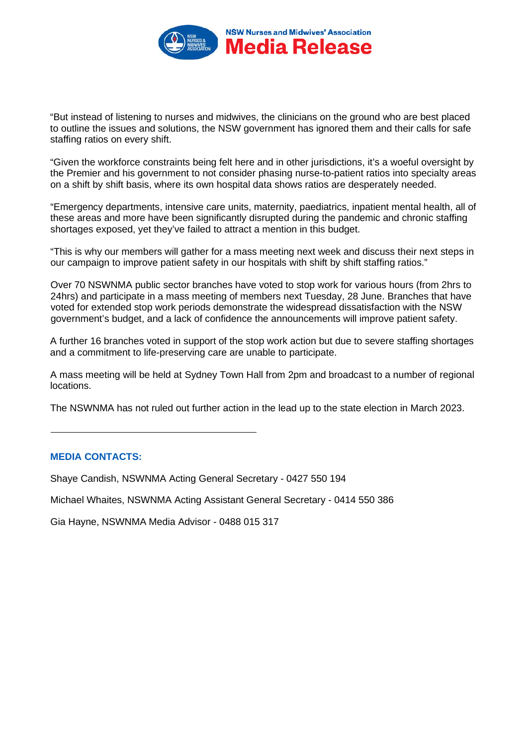"But instead of listening to nurses and midwives, the clinicians on the ground who are best placed to outline the issues and solutions, the NSW government has ignored them and their calls for safe staffing ratios on every shift.

"Given the workforce constraints being felt here and in other jurisdictions, it's a woeful oversight by the Premier and his government to not consider phasing nurse-to-patient ratios into specialty areas on a shift by shift basis, where its own hospital data shows ratios are desperately needed.

"Emergency departments, intensive care units, maternity, paediatrics, inpatient mental health, all of these areas and more have been significantly disrupted during the pandemic and chronic staffing shortages exposed, yet they've failed to attract a mention in this budget.

"This is why our members will gather for a mass meeting next week and discuss their next steps in our campaign to improve patient safety in our hospitals with shift by shift staffing ratios."

Over 70 NSWNMA public sector branches have voted to stop work for various hours (from 2hrs to 24hrs) and participate in a mass meeting of members next Tuesday, 28 June. Branches that have voted for extended stop work periods demonstrate the widespread dissatisfaction with the NSW government's budget, and a lack of confidence the announcements will improve patient safety.

A further 16 branches voted in support of the stop work action but due to severe staffing shortages and a commitment to life-preserving care are unable to participate.

A mass meeting will be held at Sydney Town Hall from 2pm and broadcast to a number of regional locations.

The NSWNMA has not ruled out further action in the lead up to the state election in March 2023.

---

**MEDIA CONTACTS:**

Shaye Candish, NSWNMA Acting General Secretary - 0427 550 194

Michael Whaites, NSWNMA Acting Assistant General Secretary - 0414 550 386

Gia Hayne, NSWNMA Media Advisor - 0488 015 317